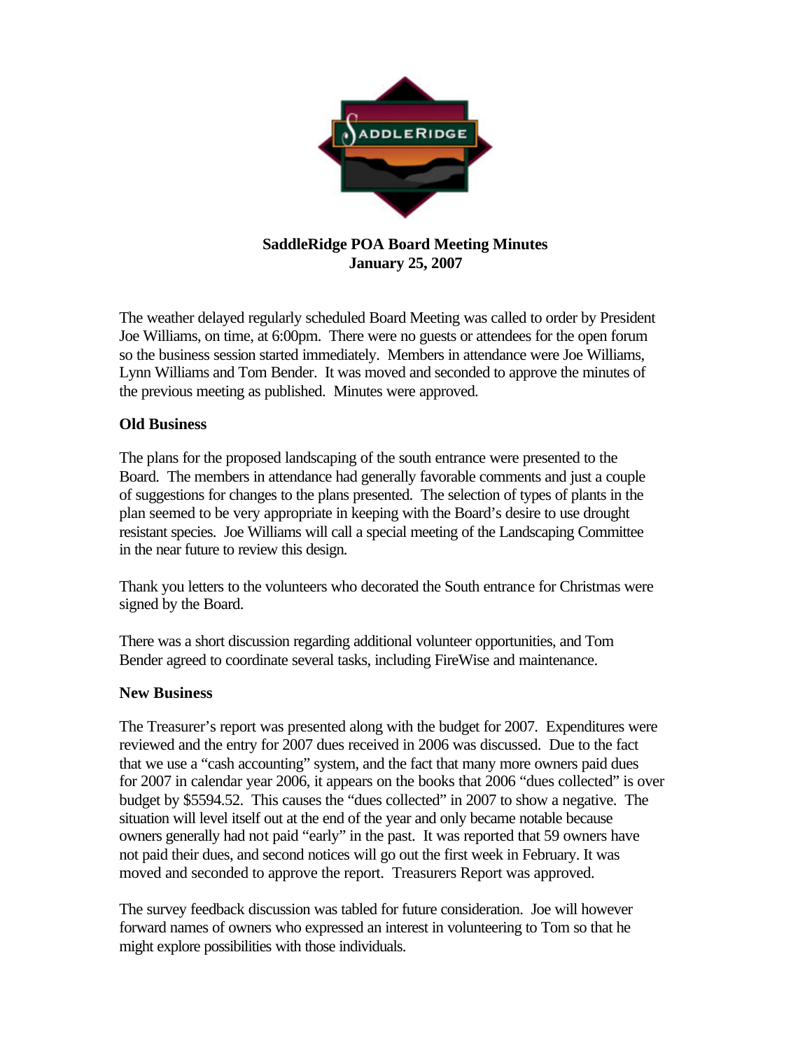**SaddleRidge POA Board Meeting Minutes**
**January 25, 2007**

The weather delayed regularly scheduled Board Meeting was called to order by President Joe Williams, on time, at 6:00pm. There were no guests or attendees for the open forum so the business session started immediately. Members in attendance were Joe Williams, Lynn Williams and Tom Bender. It was moved and seconded to approve the minutes of the previous meeting as published. Minutes were approved.

**Old Business**

The plans for the proposed landscaping of the south entrance were presented to the Board. The members in attendance had generally favorable comments and just a couple of suggestions for changes to the plans presented. The selection of types of plants in the plan seemed to be very appropriate in keeping with the Board's desire to use drought resistant species. Joe Williams will call a special meeting of the Landscaping Committee in the near future to review this design.

Thank you letters to the volunteers who decorated the South entrance for Christmas were signed by the Board.

There was a short discussion regarding additional volunteer opportunities, and Tom Bender agreed to coordinate several tasks, including FireWise and maintenance.

**New Business**

The Treasurer's report was presented along with the budget for 2007. Expenditures were reviewed and the entry for 2007 dues received in 2006 was discussed. Due to the fact that we use a "cash accounting" system, and the fact that many more owners paid dues for 2007 in calendar year 2006, it appears on the books that 2006 "dues collected" is over budget by $5594.52. This causes the "dues collected" in 2007 to show a negative. The situation will level itself out at the end of the year and only became notable because owners generally had not paid "early" in the past. It was reported that 59 owners have not paid their dues, and second notices will go out the first week in February. It was moved and seconded to approve the report. Treasurers Report was approved.

The survey feedback discussion was tabled for future consideration. Joe will however forward names of owners who expressed an interest in volunteering to Tom so that he might explore possibilities with those individuals.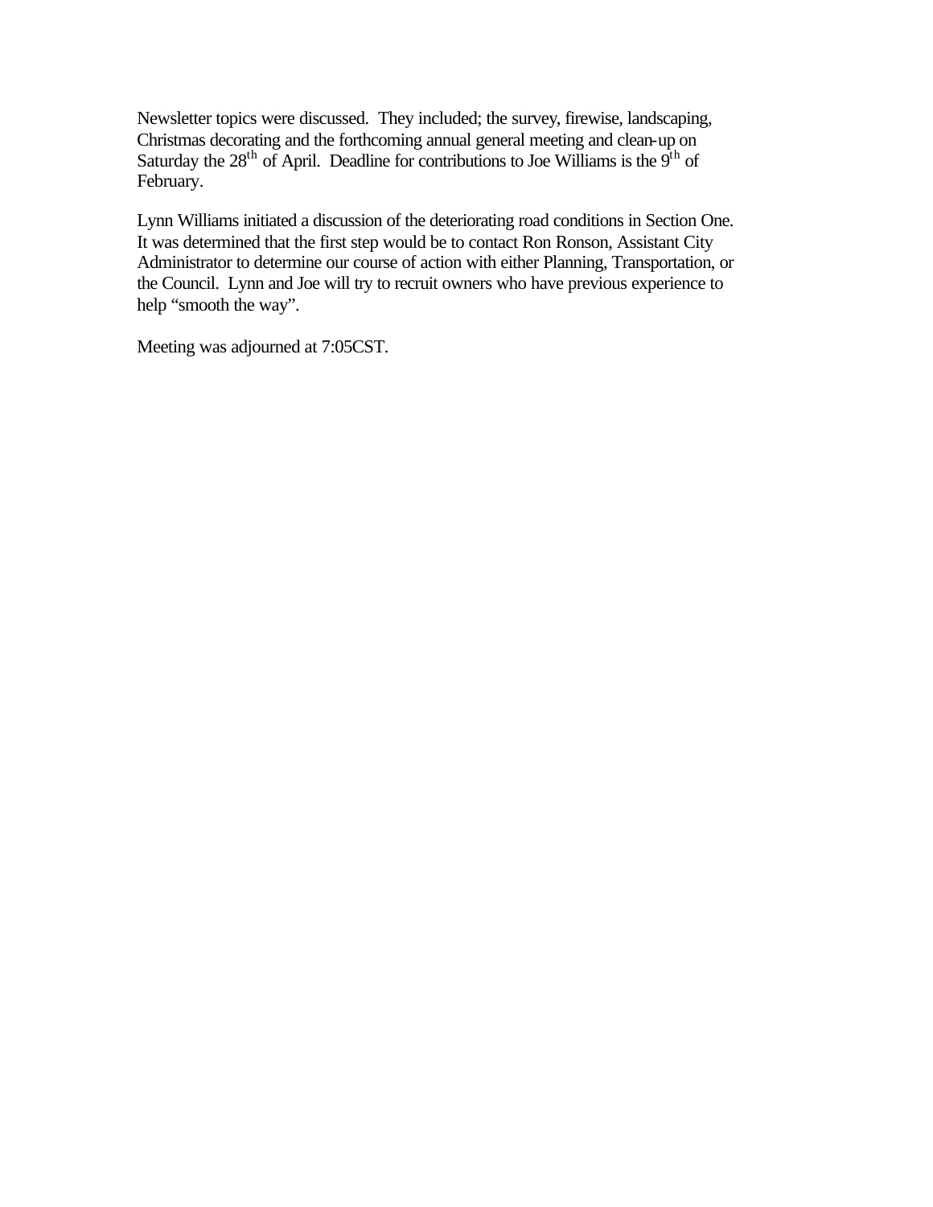Newsletter topics were discussed. They included; the survey, firewise, landscaping, Christmas decorating and the forthcoming annual general meeting and clean-up on Saturday the 28th of April. Deadline for contributions to Joe Williams is the 9th of February.

Lynn Williams initiated a discussion of the deteriorating road conditions in Section One. It was determined that the first step would be to contact Ron Ronson, Assistant City Administrator to determine our course of action with either Planning, Transportation, or the Council. Lynn and Joe will try to recruit owners who have previous experience to help "smooth the way".

Meeting was adjourned at 7:05CST.